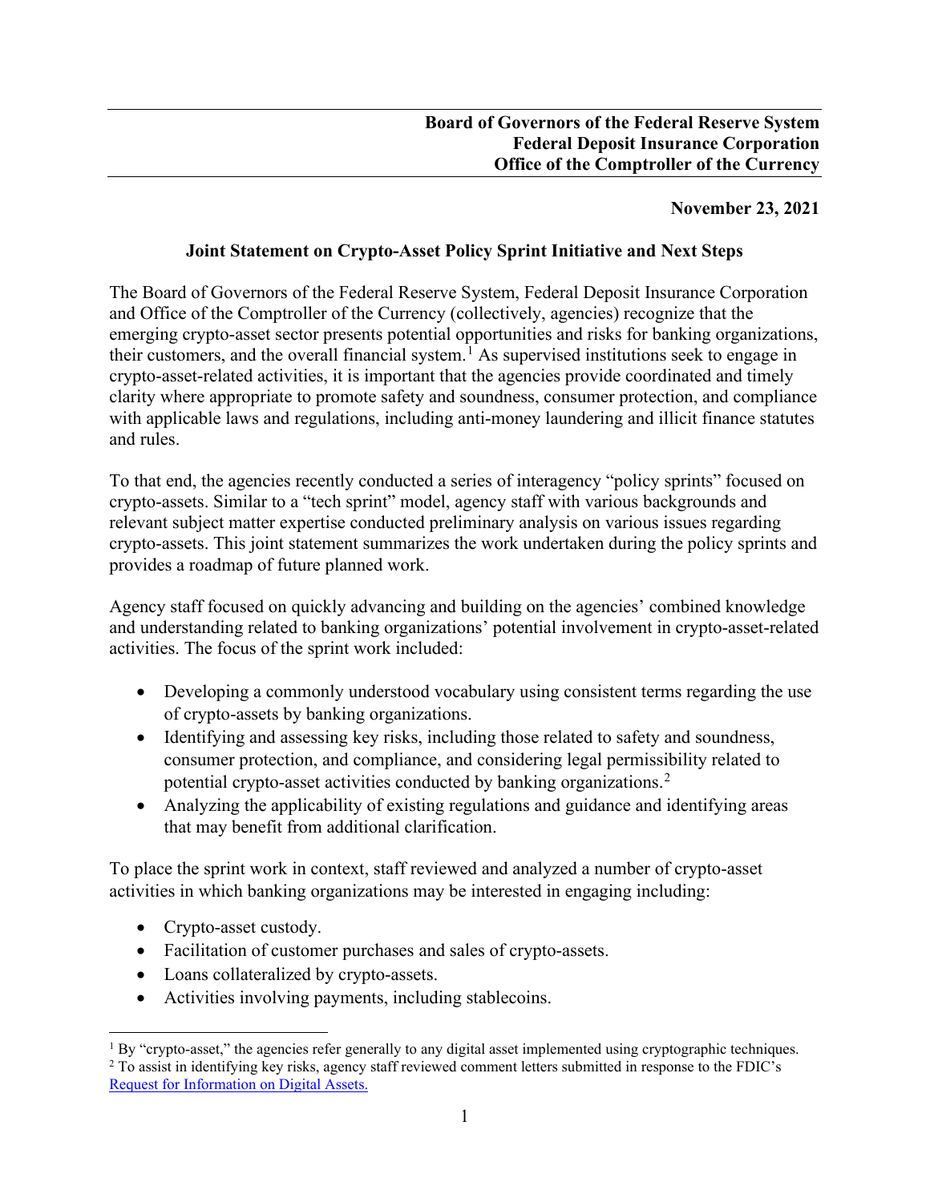**Board of Governors of the Federal Reserve System**
**Federal Deposit Insurance Corporation**
**Office of the Comptroller of the Currency**

**November 23, 2021**

## Joint Statement on Crypto-Asset Policy Sprint Initiative and Next Steps

The Board of Governors of the Federal Reserve System, Federal Deposit Insurance Corporation and Office of the Comptroller of the Currency (collectively, agencies) recognize that the emerging crypto-asset sector presents potential opportunities and risks for banking organizations, their customers, and the overall financial system.[1] As supervised institutions seek to engage in crypto-asset-related activities, it is important that the agencies provide coordinated and timely clarity where appropriate to promote safety and soundness, consumer protection, and compliance with applicable laws and regulations, including anti-money laundering and illicit finance statutes and rules.

To that end, the agencies recently conducted a series of interagency "policy sprints" focused on crypto-assets. Similar to a "tech sprint" model, agency staff with various backgrounds and relevant subject matter expertise conducted preliminary analysis on various issues regarding crypto-assets. This joint statement summarizes the work undertaken during the policy sprints and provides a roadmap of future planned work.

Agency staff focused on quickly advancing and building on the agencies' combined knowledge and understanding related to banking organizations' potential involvement in crypto-asset-related activities. The focus of the sprint work included:

- Developing a commonly understood vocabulary using consistent terms regarding the use of crypto-assets by banking organizations.
- Identifying and assessing key risks, including those related to safety and soundness, consumer protection, and compliance, and considering legal permissibility related to potential crypto-asset activities conducted by banking organizations.[2]
- Analyzing the applicability of existing regulations and guidance and identifying areas that may benefit from additional clarification.

To place the sprint work in context, staff reviewed and analyzed a number of crypto-asset activities in which banking organizations may be interested in engaging including:

- Crypto-asset custody.
- Facilitation of customer purchases and sales of crypto-assets.
- Loans collateralized by crypto-assets.
- Activities involving payments, including stablecoins.

[1] By "crypto-asset," the agencies refer generally to any digital asset implemented using cryptographic techniques.

[2] To assist in identifying key risks, agency staff reviewed comment letters submitted in response to the FDIC's Request for Information on Digital Assets.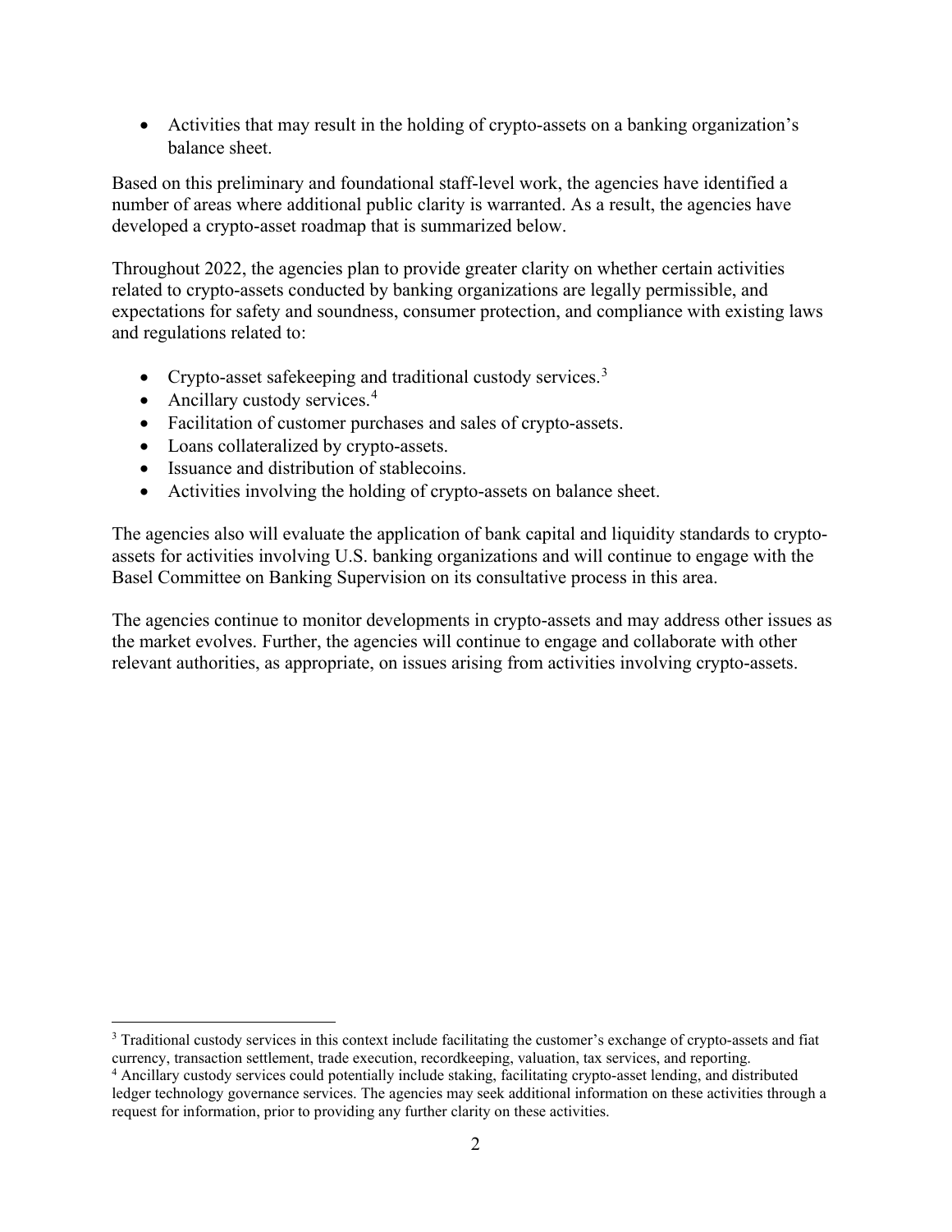- Activities that may result in the holding of crypto-assets on a banking organization's balance sheet.

Based on this preliminary and foundational staff-level work, the agencies have identified a number of areas where additional public clarity is warranted. As a result, the agencies have developed a crypto-asset roadmap that is summarized below.

Throughout 2022, the agencies plan to provide greater clarity on whether certain activities related to crypto-assets conducted by banking organizations are legally permissible, and expectations for safety and soundness, consumer protection, and compliance with existing laws and regulations related to:

- Crypto-asset safekeeping and traditional custody services.[3]
- Ancillary custody services.[4]
- Facilitation of customer purchases and sales of crypto-assets.
- Loans collateralized by crypto-assets.
- Issuance and distribution of stablecoins.
- Activities involving the holding of crypto-assets on balance sheet.

The agencies also will evaluate the application of bank capital and liquidity standards to crypto-assets for activities involving U.S. banking organizations and will continue to engage with the Basel Committee on Banking Supervision on its consultative process in this area.

The agencies continue to monitor developments in crypto-assets and may address other issues as the market evolves. Further, the agencies will continue to engage and collaborate with other relevant authorities, as appropriate, on issues arising from activities involving crypto-assets.

---

[3] Traditional custody services in this context include facilitating the customer's exchange of crypto-assets and fiat currency, transaction settlement, trade execution, recordkeeping, valuation, tax services, and reporting.

[4] Ancillary custody services could potentially include staking, facilitating crypto-asset lending, and distributed ledger technology governance services. The agencies may seek additional information on these activities through a request for information, prior to providing any further clarity on these activities.